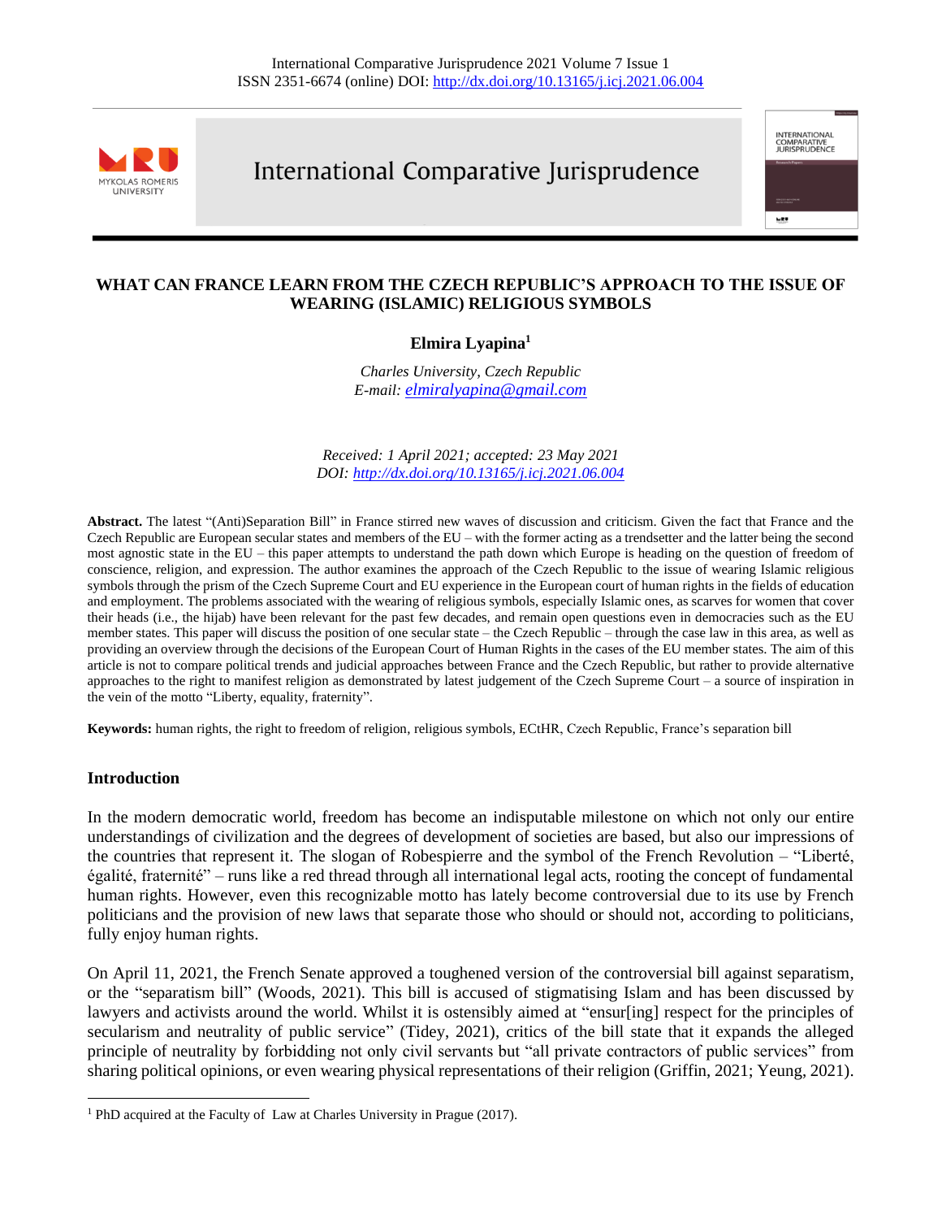# WHAT CAN FRANCE LEARN FROM THE CZECH REPUBLIC'S APPROACH TO THE ISSUE OF WEARING (ISLAMIC) RELIGIOUS SYMBOLS

**Elmira Lyapina**[1]

*Charles University, Czech Republic*
*E-mail: elmiralyapina@gmail.com*

*Received: 1 April 2021; accepted: 23 May 2021*
*DOI: http://dx.doi.org/10.13165/j.icj.2021.06.004*

**Abstract.** The latest "(Anti)Separation Bill" in France stirred new waves of discussion and criticism. Given the fact that France and the Czech Republic are European secular states and members of the EU – with the former acting as a trendsetter and the latter being the second most agnostic state in the EU – this paper attempts to understand the path down which Europe is heading on the question of freedom of conscience, religion, and expression. The author examines the approach of the Czech Republic to the issue of wearing Islamic religious symbols through the prism of the Czech Supreme Court and EU experience in the European court of human rights in the fields of education and employment. The problems associated with the wearing of religious symbols, especially Islamic ones, as scarves for women that cover their heads (i.e., the hijab) have been relevant for the past few decades, and remain open questions even in democracies such as the EU member states. This paper will discuss the position of one secular state – the Czech Republic – through the case law in this area, as well as providing an overview through the decisions of the European Court of Human Rights in the cases of the EU member states. The aim of this article is not to compare political trends and judicial approaches between France and the Czech Republic, but rather to provide alternative approaches to the right to manifest religion as demonstrated by latest judgement of the Czech Supreme Court – a source of inspiration in the vein of the motto "Liberty, equality, fraternity".

**Keywords:** human rights, the right to freedom of religion, religious symbols, ECtHR, Czech Republic, France's separation bill

## Introduction

In the modern democratic world, freedom has become an indisputable milestone on which not only our entire understandings of civilization and the degrees of development of societies are based, but also our impressions of the countries that represent it. The slogan of Robespierre and the symbol of the French Revolution – "Liberté, égalité, fraternité" – runs like a red thread through all international legal acts, rooting the concept of fundamental human rights. However, even this recognizable motto has lately become controversial due to its use by French politicians and the provision of new laws that separate those who should or should not, according to politicians, fully enjoy human rights.

On April 11, 2021, the French Senate approved a toughened version of the controversial bill against separatism, or the "separatism bill" (Woods, 2021). This bill is accused of stigmatising Islam and has been discussed by lawyers and activists around the world. Whilst it is ostensibly aimed at "ensur[ing] respect for the principles of secularism and neutrality of public service" (Tidey, 2021), critics of the bill state that it expands the alleged principle of neutrality by forbidding not only civil servants but "all private contractors of public services" from sharing political opinions, or even wearing physical representations of their religion (Griffin, 2021; Yeung, 2021).

[1] PhD acquired at the Faculty of Law at Charles University in Prague (2017).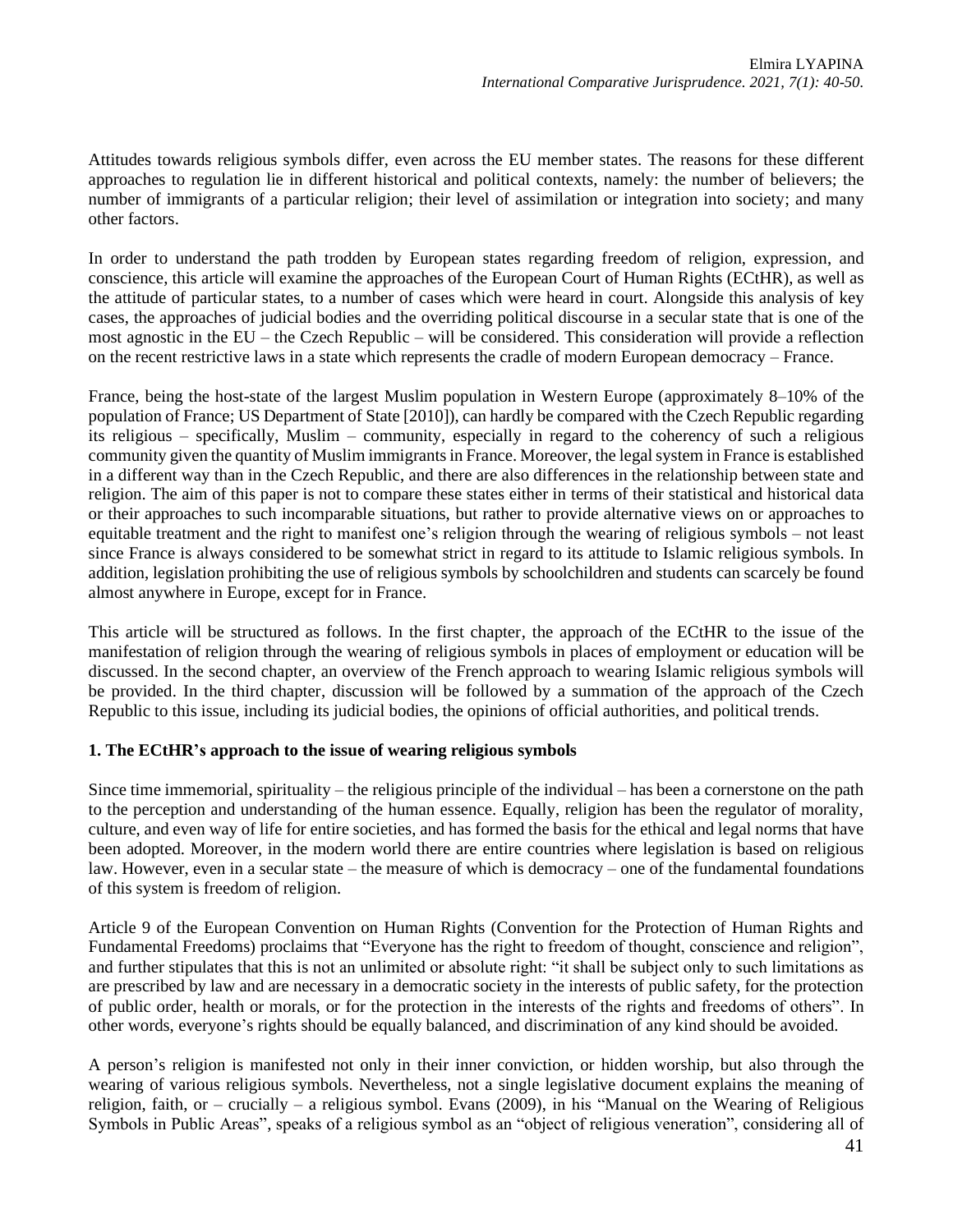Attitudes towards religious symbols differ, even across the EU member states. The reasons for these different approaches to regulation lie in different historical and political contexts, namely: the number of believers; the number of immigrants of a particular religion; their level of assimilation or integration into society; and many other factors.

In order to understand the path trodden by European states regarding freedom of religion, expression, and conscience, this article will examine the approaches of the European Court of Human Rights (ECtHR), as well as the attitude of particular states, to a number of cases which were heard in court. Alongside this analysis of key cases, the approaches of judicial bodies and the overriding political discourse in a secular state that is one of the most agnostic in the EU – the Czech Republic – will be considered. This consideration will provide a reflection on the recent restrictive laws in a state which represents the cradle of modern European democracy – France.

France, being the host-state of the largest Muslim population in Western Europe (approximately 8–10% of the population of France; US Department of State [2010]), can hardly be compared with the Czech Republic regarding its religious – specifically, Muslim – community, especially in regard to the coherency of such a religious community given the quantity of Muslim immigrants in France. Moreover, the legal system in France is established in a different way than in the Czech Republic, and there are also differences in the relationship between state and religion. The aim of this paper is not to compare these states either in terms of their statistical and historical data or their approaches to such incomparable situations, but rather to provide alternative views on or approaches to equitable treatment and the right to manifest one's religion through the wearing of religious symbols – not least since France is always considered to be somewhat strict in regard to its attitude to Islamic religious symbols. In addition, legislation prohibiting the use of religious symbols by schoolchildren and students can scarcely be found almost anywhere in Europe, except for in France.

This article will be structured as follows. In the first chapter, the approach of the ECtHR to the issue of the manifestation of religion through the wearing of religious symbols in places of employment or education will be discussed. In the second chapter, an overview of the French approach to wearing Islamic religious symbols will be provided. In the third chapter, discussion will be followed by a summation of the approach of the Czech Republic to this issue, including its judicial bodies, the opinions of official authorities, and political trends.

## 1. The ECtHR's approach to the issue of wearing religious symbols

Since time immemorial, spirituality – the religious principle of the individual – has been a cornerstone on the path to the perception and understanding of the human essence. Equally, religion has been the regulator of morality, culture, and even way of life for entire societies, and has formed the basis for the ethical and legal norms that have been adopted. Moreover, in the modern world there are entire countries where legislation is based on religious law. However, even in a secular state – the measure of which is democracy – one of the fundamental foundations of this system is freedom of religion.

Article 9 of the European Convention on Human Rights (Convention for the Protection of Human Rights and Fundamental Freedoms) proclaims that "Everyone has the right to freedom of thought, conscience and religion", and further stipulates that this is not an unlimited or absolute right: "it shall be subject only to such limitations as are prescribed by law and are necessary in a democratic society in the interests of public safety, for the protection of public order, health or morals, or for the protection in the interests of the rights and freedoms of others". In other words, everyone's rights should be equally balanced, and discrimination of any kind should be avoided.

A person's religion is manifested not only in their inner conviction, or hidden worship, but also through the wearing of various religious symbols. Nevertheless, not a single legislative document explains the meaning of religion, faith, or – crucially – a religious symbol. Evans (2009), in his "Manual on the Wearing of Religious Symbols in Public Areas", speaks of a religious symbol as an "object of religious veneration", considering all of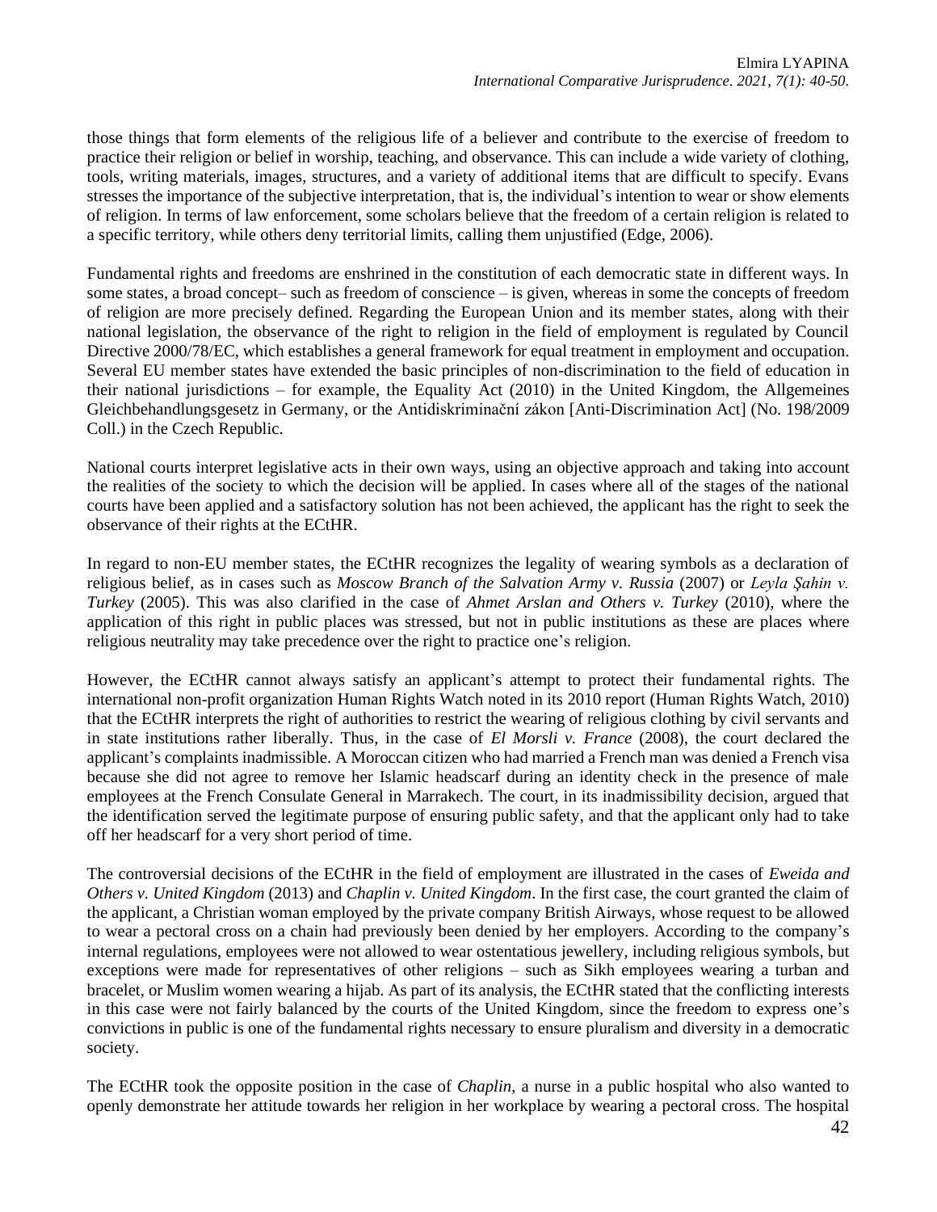those things that form elements of the religious life of a believer and contribute to the exercise of freedom to practice their religion or belief in worship, teaching, and observance. This can include a wide variety of clothing, tools, writing materials, images, structures, and a variety of additional items that are difficult to specify. Evans stresses the importance of the subjective interpretation, that is, the individual's intention to wear or show elements of religion. In terms of law enforcement, some scholars believe that the freedom of a certain religion is related to a specific territory, while others deny territorial limits, calling them unjustified (Edge, 2006).

Fundamental rights and freedoms are enshrined in the constitution of each democratic state in different ways. In some states, a broad concept– such as freedom of conscience – is given, whereas in some the concepts of freedom of religion are more precisely defined. Regarding the European Union and its member states, along with their national legislation, the observance of the right to religion in the field of employment is regulated by Council Directive 2000/78/EC, which establishes a general framework for equal treatment in employment and occupation. Several EU member states have extended the basic principles of non-discrimination to the field of education in their national jurisdictions – for example, the Equality Act (2010) in the United Kingdom, the Allgemeines Gleichbehandlungsgesetz in Germany, or the Antidiskriminační zákon [Anti-Discrimination Act] (No. 198/2009 Coll.) in the Czech Republic.

National courts interpret legislative acts in their own ways, using an objective approach and taking into account the realities of the society to which the decision will be applied. In cases where all of the stages of the national courts have been applied and a satisfactory solution has not been achieved, the applicant has the right to seek the observance of their rights at the ECtHR.

In regard to non-EU member states, the ECtHR recognizes the legality of wearing symbols as a declaration of religious belief, as in cases such as *Moscow Branch of the Salvation Army v. Russia* (2007) or *Leyla Şahin v. Turkey* (2005). This was also clarified in the case of *Ahmet Arslan and Others v. Turkey* (2010), where the application of this right in public places was stressed, but not in public institutions as these are places where religious neutrality may take precedence over the right to practice one's religion.

However, the ECtHR cannot always satisfy an applicant's attempt to protect their fundamental rights. The international non-profit organization Human Rights Watch noted in its 2010 report (Human Rights Watch, 2010) that the ECtHR interprets the right of authorities to restrict the wearing of religious clothing by civil servants and in state institutions rather liberally. Thus, in the case of *El Morsli v. France* (2008), the court declared the applicant's complaints inadmissible. A Moroccan citizen who had married a French man was denied a French visa because she did not agree to remove her Islamic headscarf during an identity check in the presence of male employees at the French Consulate General in Marrakech. The court, in its inadmissibility decision, argued that the identification served the legitimate purpose of ensuring public safety, and that the applicant only had to take off her headscarf for a very short period of time.

The controversial decisions of the ECtHR in the field of employment are illustrated in the cases of *Eweida and Others v. United Kingdom* (2013) and *Chaplin v. United Kingdom*. In the first case, the court granted the claim of the applicant, a Christian woman employed by the private company British Airways, whose request to be allowed to wear a pectoral cross on a chain had previously been denied by her employers. According to the company's internal regulations, employees were not allowed to wear ostentatious jewellery, including religious symbols, but exceptions were made for representatives of other religions – such as Sikh employees wearing a turban and bracelet, or Muslim women wearing a hijab. As part of its analysis, the ECtHR stated that the conflicting interests in this case were not fairly balanced by the courts of the United Kingdom, since the freedom to express one's convictions in public is one of the fundamental rights necessary to ensure pluralism and diversity in a democratic society.

The ECtHR took the opposite position in the case of *Chaplin*, a nurse in a public hospital who also wanted to openly demonstrate her attitude towards her religion in her workplace by wearing a pectoral cross. The hospital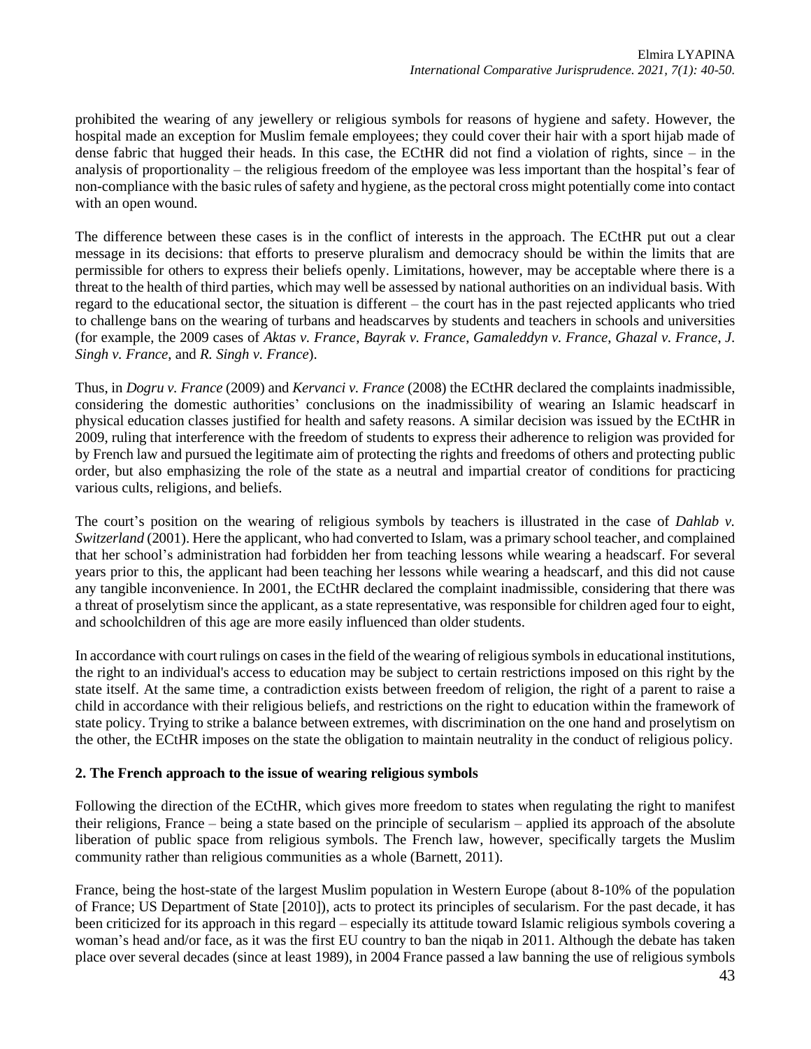prohibited the wearing of any jewellery or religious symbols for reasons of hygiene and safety. However, the hospital made an exception for Muslim female employees; they could cover their hair with a sport hijab made of dense fabric that hugged their heads. In this case, the ECtHR did not find a violation of rights, since – in the analysis of proportionality – the religious freedom of the employee was less important than the hospital's fear of non-compliance with the basic rules of safety and hygiene, as the pectoral cross might potentially come into contact with an open wound.

The difference between these cases is in the conflict of interests in the approach. The ECtHR put out a clear message in its decisions: that efforts to preserve pluralism and democracy should be within the limits that are permissible for others to express their beliefs openly. Limitations, however, may be acceptable where there is a threat to the health of third parties, which may well be assessed by national authorities on an individual basis. With regard to the educational sector, the situation is different – the court has in the past rejected applicants who tried to challenge bans on the wearing of turbans and headscarves by students and teachers in schools and universities (for example, the 2009 cases of *Aktas v. France*, *Bayrak v. France*, *Gamaleddyn v. France*, *Ghazal v. France*, *J. Singh v. France*, and *R. Singh v. France*).

Thus, in *Dogru v. France* (2009) and *Kervanci v. France* (2008) the ECtHR declared the complaints inadmissible, considering the domestic authorities' conclusions on the inadmissibility of wearing an Islamic headscarf in physical education classes justified for health and safety reasons. A similar decision was issued by the ECtHR in 2009, ruling that interference with the freedom of students to express their adherence to religion was provided for by French law and pursued the legitimate aim of protecting the rights and freedoms of others and protecting public order, but also emphasizing the role of the state as a neutral and impartial creator of conditions for practicing various cults, religions, and beliefs.

The court's position on the wearing of religious symbols by teachers is illustrated in the case of *Dahlab v. Switzerland* (2001). Here the applicant, who had converted to Islam, was a primary school teacher, and complained that her school's administration had forbidden her from teaching lessons while wearing a headscarf. For several years prior to this, the applicant had been teaching her lessons while wearing a headscarf, and this did not cause any tangible inconvenience. In 2001, the ECtHR declared the complaint inadmissible, considering that there was a threat of proselytism since the applicant, as a state representative, was responsible for children aged four to eight, and schoolchildren of this age are more easily influenced than older students.

In accordance with court rulings on cases in the field of the wearing of religious symbols in educational institutions, the right to an individual's access to education may be subject to certain restrictions imposed on this right by the state itself. At the same time, a contradiction exists between freedom of religion, the right of a parent to raise a child in accordance with their religious beliefs, and restrictions on the right to education within the framework of state policy. Trying to strike a balance between extremes, with discrimination on the one hand and proselytism on the other, the ECtHR imposes on the state the obligation to maintain neutrality in the conduct of religious policy.

## 2. The French approach to the issue of wearing religious symbols

Following the direction of the ECtHR, which gives more freedom to states when regulating the right to manifest their religions, France – being a state based on the principle of secularism – applied its approach of the absolute liberation of public space from religious symbols. The French law, however, specifically targets the Muslim community rather than religious communities as a whole (Barnett, 2011).

France, being the host-state of the largest Muslim population in Western Europe (about 8-10% of the population of France; US Department of State [2010]), acts to protect its principles of secularism. For the past decade, it has been criticized for its approach in this regard – especially its attitude toward Islamic religious symbols covering a woman's head and/or face, as it was the first EU country to ban the niqab in 2011. Although the debate has taken place over several decades (since at least 1989), in 2004 France passed a law banning the use of religious symbols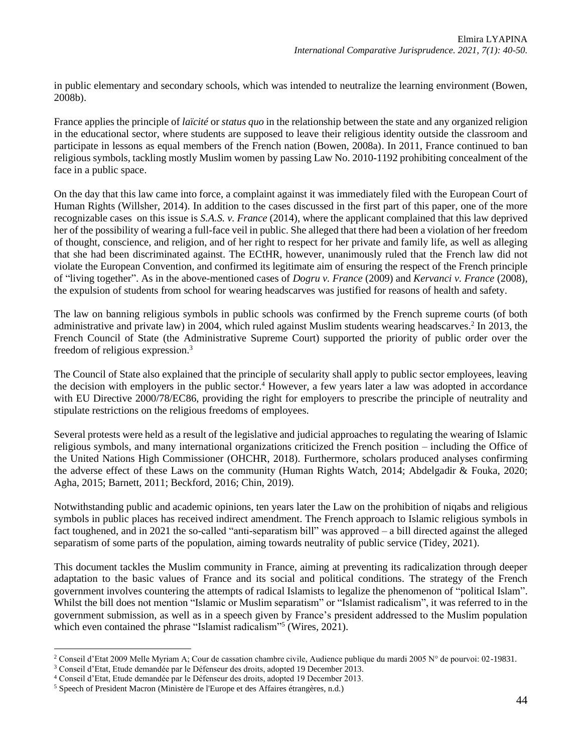in public elementary and secondary schools, which was intended to neutralize the learning environment (Bowen, 2008b).

France applies the principle of *laïcité* or *status quo* in the relationship between the state and any organized religion in the educational sector, where students are supposed to leave their religious identity outside the classroom and participate in lessons as equal members of the French nation (Bowen, 2008a). In 2011, France continued to ban religious symbols, tackling mostly Muslim women by passing Law No. 2010-1192 prohibiting concealment of the face in a public space.

On the day that this law came into force, a complaint against it was immediately filed with the European Court of Human Rights (Willsher, 2014). In addition to the cases discussed in the first part of this paper, one of the more recognizable cases on this issue is *S.A.S. v. France* (2014), where the applicant complained that this law deprived her of the possibility of wearing a full-face veil in public. She alleged that there had been a violation of her freedom of thought, conscience, and religion, and of her right to respect for her private and family life, as well as alleging that she had been discriminated against. The ECtHR, however, unanimously ruled that the French law did not violate the European Convention, and confirmed its legitimate aim of ensuring the respect of the French principle of "living together". As in the above-mentioned cases of *Dogru v. France* (2009) and *Kervanci v. France* (2008), the expulsion of students from school for wearing headscarves was justified for reasons of health and safety.

The law on banning religious symbols in public schools was confirmed by the French supreme courts (of both administrative and private law) in 2004, which ruled against Muslim students wearing headscarves.[2] In 2013, the French Council of State (the Administrative Supreme Court) supported the priority of public order over the freedom of religious expression.[3]

The Council of State also explained that the principle of secularity shall apply to public sector employees, leaving the decision with employers in the public sector.[4] However, a few years later a law was adopted in accordance with EU Directive 2000/78/EC86, providing the right for employers to prescribe the principle of neutrality and stipulate restrictions on the religious freedoms of employees.

Several protests were held as a result of the legislative and judicial approaches to regulating the wearing of Islamic religious symbols, and many international organizations criticized the French position – including the Office of the United Nations High Commissioner (OHCHR, 2018). Furthermore, scholars produced analyses confirming the adverse effect of these Laws on the community (Human Rights Watch, 2014; Abdelgadir & Fouka, 2020; Agha, 2015; Barnett, 2011; Beckford, 2016; Chin, 2019).

Notwithstanding public and academic opinions, ten years later the Law on the prohibition of niqabs and religious symbols in public places has received indirect amendment. The French approach to Islamic religious symbols in fact toughened, and in 2021 the so-called "anti-separatism bill" was approved – a bill directed against the alleged separatism of some parts of the population, aiming towards neutrality of public service (Tidey, 2021).

This document tackles the Muslim community in France, aiming at preventing its radicalization through deeper adaptation to the basic values of France and its social and political conditions. The strategy of the French government involves countering the attempts of radical Islamists to legalize the phenomenon of "political Islam". Whilst the bill does not mention "Islamic or Muslim separatism" or "Islamist radicalism", it was referred to in the government submission, as well as in a speech given by France's president addressed to the Muslim population which even contained the phrase "Islamist radicalism"[5] (Wires, 2021).

---

[2] Conseil d'Etat 2009 Melle Myriam A; Cour de cassation chambre civile, Audience publique du mardi 2005 N° de pourvoi: 02-19831.

[3] Conseil d'Etat, Etude demandée par le Défenseur des droits, adopted 19 December 2013.

[4] Conseil d'Etat, Etude demandée par le Défenseur des droits, adopted 19 December 2013.

[5] Speech of President Macron (Ministère de l'Europe et des Affaires étrangères, n.d.)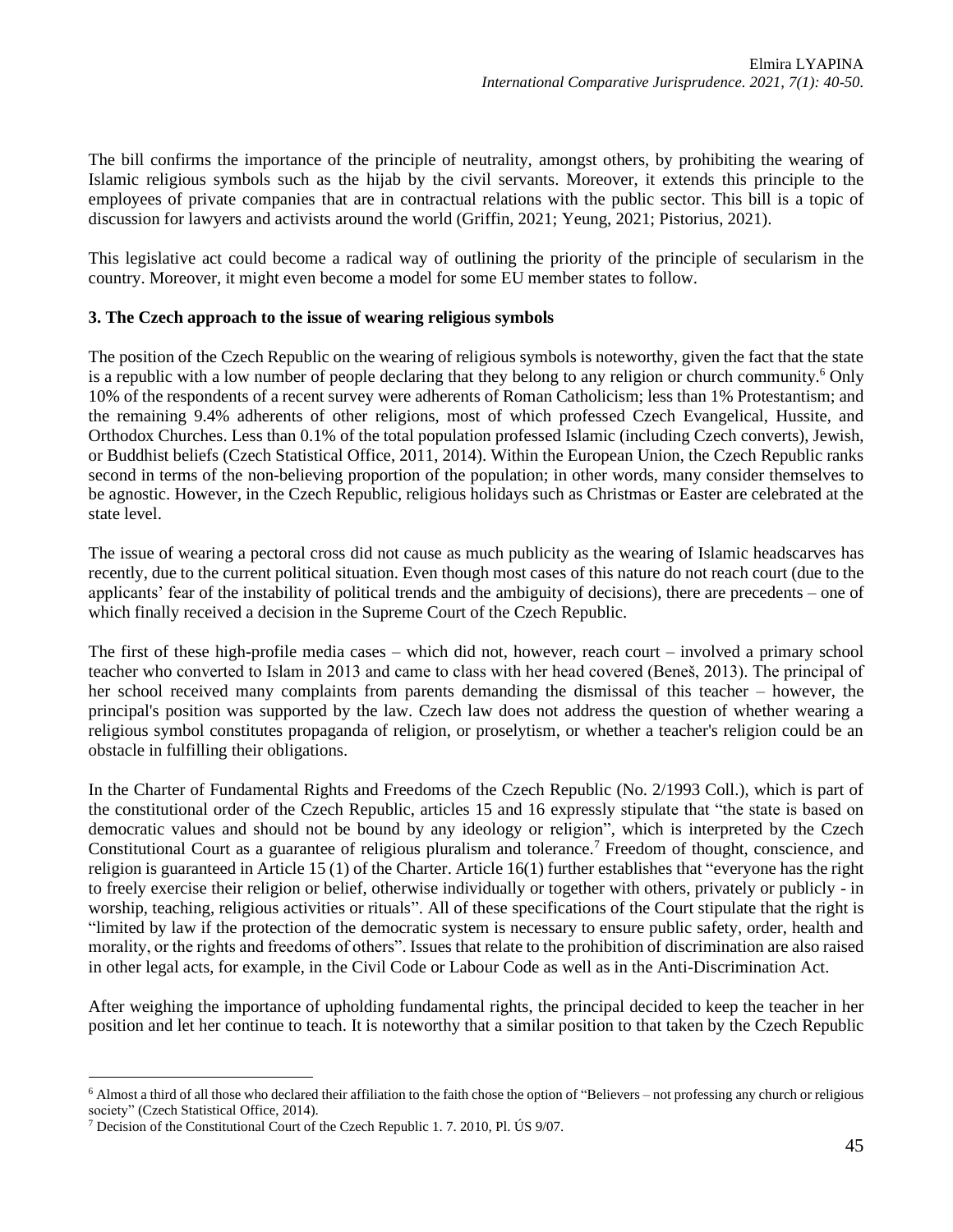The bill confirms the importance of the principle of neutrality, amongst others, by prohibiting the wearing of Islamic religious symbols such as the hijab by the civil servants. Moreover, it extends this principle to the employees of private companies that are in contractual relations with the public sector. This bill is a topic of discussion for lawyers and activists around the world (Griffin, 2021; Yeung, 2021; Pistorius, 2021).

This legislative act could become a radical way of outlining the priority of the principle of secularism in the country. Moreover, it might even become a model for some EU member states to follow.

### 3. The Czech approach to the issue of wearing religious symbols

The position of the Czech Republic on the wearing of religious symbols is noteworthy, given the fact that the state is a republic with a low number of people declaring that they belong to any religion or church community.[6] Only 10% of the respondents of a recent survey were adherents of Roman Catholicism; less than 1% Protestantism; and the remaining 9.4% adherents of other religions, most of which professed Czech Evangelical, Hussite, and Orthodox Churches. Less than 0.1% of the total population professed Islamic (including Czech converts), Jewish, or Buddhist beliefs (Czech Statistical Office, 2011, 2014). Within the European Union, the Czech Republic ranks second in terms of the non-believing proportion of the population; in other words, many consider themselves to be agnostic. However, in the Czech Republic, religious holidays such as Christmas or Easter are celebrated at the state level.

The issue of wearing a pectoral cross did not cause as much publicity as the wearing of Islamic headscarves has recently, due to the current political situation. Even though most cases of this nature do not reach court (due to the applicants' fear of the instability of political trends and the ambiguity of decisions), there are precedents – one of which finally received a decision in the Supreme Court of the Czech Republic.

The first of these high-profile media cases – which did not, however, reach court – involved a primary school teacher who converted to Islam in 2013 and came to class with her head covered (Beneš, 2013). The principal of her school received many complaints from parents demanding the dismissal of this teacher – however, the principal's position was supported by the law. Czech law does not address the question of whether wearing a religious symbol constitutes propaganda of religion, or proselytism, or whether a teacher's religion could be an obstacle in fulfilling their obligations.

In the Charter of Fundamental Rights and Freedoms of the Czech Republic (No. 2/1993 Coll.), which is part of the constitutional order of the Czech Republic, articles 15 and 16 expressly stipulate that "the state is based on democratic values and should not be bound by any ideology or religion", which is interpreted by the Czech Constitutional Court as a guarantee of religious pluralism and tolerance.[7] Freedom of thought, conscience, and religion is guaranteed in Article 15 (1) of the Charter. Article 16(1) further establishes that "everyone has the right to freely exercise their religion or belief, otherwise individually or together with others, privately or publicly - in worship, teaching, religious activities or rituals". All of these specifications of the Court stipulate that the right is "limited by law if the protection of the democratic system is necessary to ensure public safety, order, health and morality, or the rights and freedoms of others". Issues that relate to the prohibition of discrimination are also raised in other legal acts, for example, in the Civil Code or Labour Code as well as in the Anti-Discrimination Act.

After weighing the importance of upholding fundamental rights, the principal decided to keep the teacher in her position and let her continue to teach. It is noteworthy that a similar position to that taken by the Czech Republic

---

[6] Almost a third of all those who declared their affiliation to the faith chose the option of "Believers – not professing any church or religious society" (Czech Statistical Office, 2014).

[7] Decision of the Constitutional Court of the Czech Republic 1. 7. 2010, Pl. ÚS 9/07.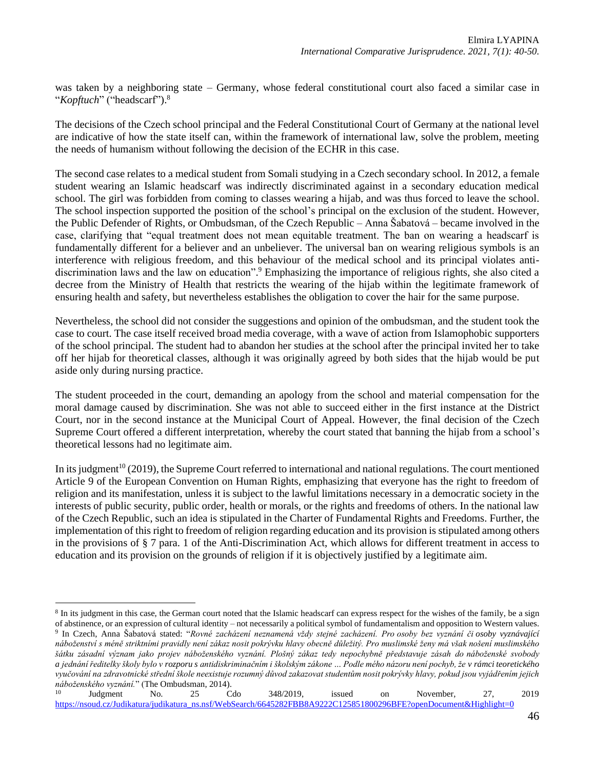was taken by a neighboring state – Germany, whose federal constitutional court also faced a similar case in "*Kopftuch*" ("headscarf").[8]

The decisions of the Czech school principal and the Federal Constitutional Court of Germany at the national level are indicative of how the state itself can, within the framework of international law, solve the problem, meeting the needs of humanism without following the decision of the ECHR in this case.

The second case relates to a medical student from Somali studying in a Czech secondary school. In 2012, a female student wearing an Islamic headscarf was indirectly discriminated against in a secondary education medical school. The girl was forbidden from coming to classes wearing a hijab, and was thus forced to leave the school. The school inspection supported the position of the school's principal on the exclusion of the student. However, the Public Defender of Rights, or Ombudsman, of the Czech Republic – Anna Šabatová – became involved in the case, clarifying that "equal treatment does not mean equitable treatment. The ban on wearing a headscarf is fundamentally different for a believer and an unbeliever. The universal ban on wearing religious symbols is an interference with religious freedom, and this behaviour of the medical school and its principal violates anti-discrimination laws and the law on education".[9] Emphasizing the importance of religious rights, she also cited a decree from the Ministry of Health that restricts the wearing of the hijab within the legitimate framework of ensuring health and safety, but nevertheless establishes the obligation to cover the hair for the same purpose.

Nevertheless, the school did not consider the suggestions and opinion of the ombudsman, and the student took the case to court. The case itself received broad media coverage, with a wave of action from Islamophobic supporters of the school principal. The student had to abandon her studies at the school after the principal invited her to take off her hijab for theoretical classes, although it was originally agreed by both sides that the hijab would be put aside only during nursing practice.

The student proceeded in the court, demanding an apology from the school and material compensation for the moral damage caused by discrimination. She was not able to succeed either in the first instance at the District Court, nor in the second instance at the Municipal Court of Appeal. However, the final decision of the Czech Supreme Court offered a different interpretation, whereby the court stated that banning the hijab from a school's theoretical lessons had no legitimate aim.

In its judgment[10] (2019), the Supreme Court referred to international and national regulations. The court mentioned Article 9 of the European Convention on Human Rights, emphasizing that everyone has the right to freedom of religion and its manifestation, unless it is subject to the lawful limitations necessary in a democratic society in the interests of public security, public order, health or morals, or the rights and freedoms of others. In the national law of the Czech Republic, such an idea is stipulated in the Charter of Fundamental Rights and Freedoms. Further, the implementation of this right to freedom of religion regarding education and its provision is stipulated among others in the provisions of § 7 para. 1 of the Anti-Discrimination Act, which allows for different treatment in access to education and its provision on the grounds of religion if it is objectively justified by a legitimate aim.

---

[8] In its judgment in this case, the German court noted that the Islamic headscarf can express respect for the wishes of the family, be a sign of abstinence, or an expression of cultural identity – not necessarily a political symbol of fundamentalism and opposition to Western values.

[9] In Czech, Anna Šabatová stated: "*Rovné zacházení neznamená vždy stejné zacházení. Pro osoby bez vyznání či osoby vyznávající náboženství s méně striktními pravidly není zákaz nosit pokrývku hlavy obecně důležitý. Pro muslimské ženy má však nošení muslimského šátku zásadní význam jako projev náboženského vyznání. Plošný zákaz tedy nepochybně představuje zásah do náboženské svobody a jednání ředitelky školy bylo v rozporu s antidiskriminačním i školským zákone … Podle mého názoru není pochyb, že v rámci teoretického vyučování na zdravotnické střední škole neexistuje rozumný důvod zakazovat studentům nosit pokrývky hlavy, pokud jsou vyjádřením jejich náboženského vyznání.*" (The Ombudsman, 2014).

[10] Judgment No. 25 Cdo 348/2019, issued on November, 27, 2019 https://nsoud.cz/Judikatura/judikatura_ns.nsf/WebSearch/6645282FBB8A9222C125851800296BFE?openDocument&Highlight=0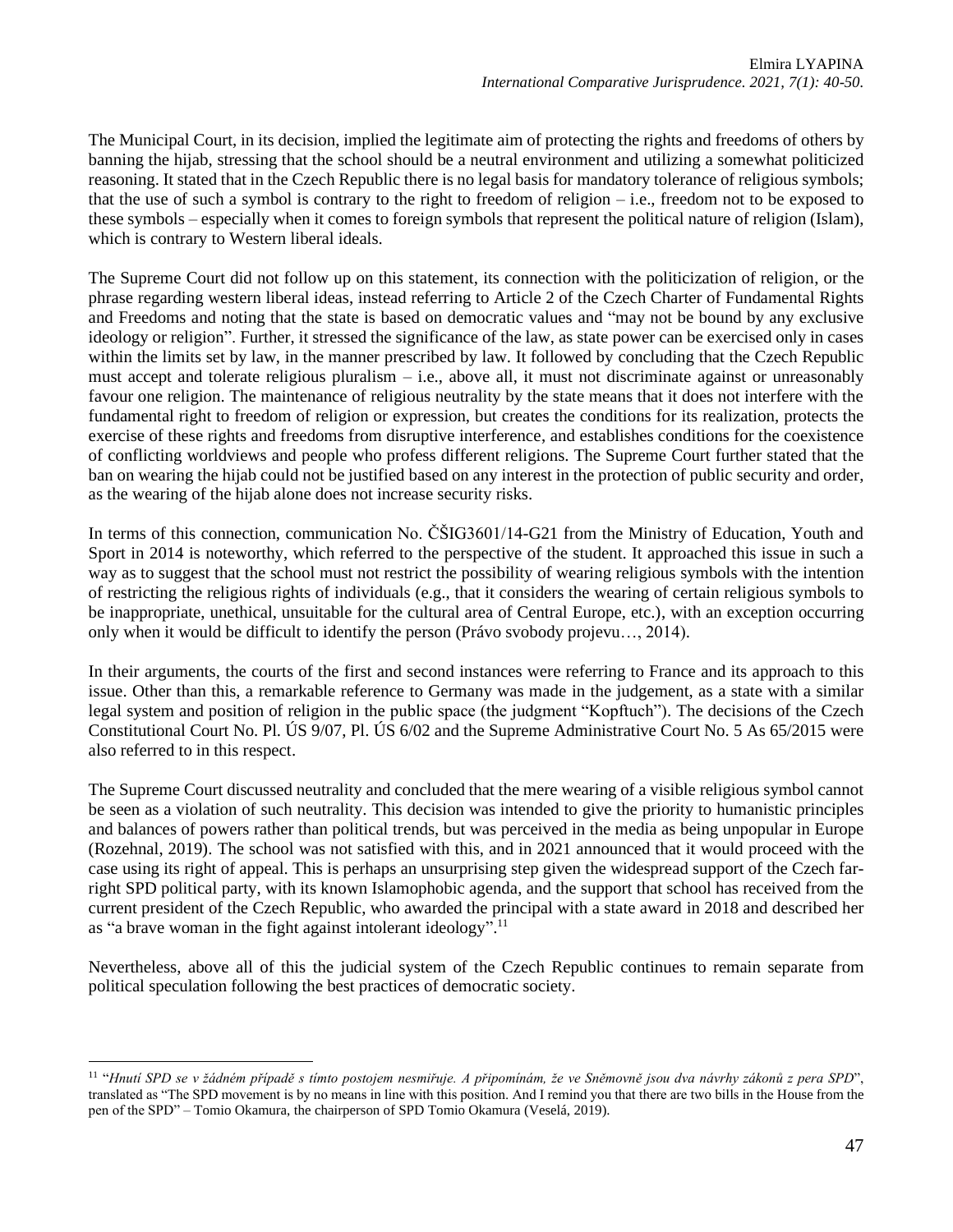The Municipal Court, in its decision, implied the legitimate aim of protecting the rights and freedoms of others by banning the hijab, stressing that the school should be a neutral environment and utilizing a somewhat politicized reasoning. It stated that in the Czech Republic there is no legal basis for mandatory tolerance of religious symbols; that the use of such a symbol is contrary to the right to freedom of religion – i.e., freedom not to be exposed to these symbols – especially when it comes to foreign symbols that represent the political nature of religion (Islam), which is contrary to Western liberal ideals.

The Supreme Court did not follow up on this statement, its connection with the politicization of religion, or the phrase regarding western liberal ideas, instead referring to Article 2 of the Czech Charter of Fundamental Rights and Freedoms and noting that the state is based on democratic values and "may not be bound by any exclusive ideology or religion". Further, it stressed the significance of the law, as state power can be exercised only in cases within the limits set by law, in the manner prescribed by law. It followed by concluding that the Czech Republic must accept and tolerate religious pluralism – i.e., above all, it must not discriminate against or unreasonably favour one religion. The maintenance of religious neutrality by the state means that it does not interfere with the fundamental right to freedom of religion or expression, but creates the conditions for its realization, protects the exercise of these rights and freedoms from disruptive interference, and establishes conditions for the coexistence of conflicting worldviews and people who profess different religions. The Supreme Court further stated that the ban on wearing the hijab could not be justified based on any interest in the protection of public security and order, as the wearing of the hijab alone does not increase security risks.

In terms of this connection, communication No. ČŠIG3601/14-G21 from the Ministry of Education, Youth and Sport in 2014 is noteworthy, which referred to the perspective of the student. It approached this issue in such a way as to suggest that the school must not restrict the possibility of wearing religious symbols with the intention of restricting the religious rights of individuals (e.g., that it considers the wearing of certain religious symbols to be inappropriate, unethical, unsuitable for the cultural area of Central Europe, etc.), with an exception occurring only when it would be difficult to identify the person (Právo svobody projevu…, 2014).

In their arguments, the courts of the first and second instances were referring to France and its approach to this issue. Other than this, a remarkable reference to Germany was made in the judgement, as a state with a similar legal system and position of religion in the public space (the judgment "Kopftuch"). The decisions of the Czech Constitutional Court No. Pl. ÚS 9/07, Pl. ÚS 6/02 and the Supreme Administrative Court No. 5 As 65/2015 were also referred to in this respect.

The Supreme Court discussed neutrality and concluded that the mere wearing of a visible religious symbol cannot be seen as a violation of such neutrality. This decision was intended to give the priority to humanistic principles and balances of powers rather than political trends, but was perceived in the media as being unpopular in Europe (Rozehnal, 2019). The school was not satisfied with this, and in 2021 announced that it would proceed with the case using its right of appeal. This is perhaps an unsurprising step given the widespread support of the Czech far-right SPD political party, with its known Islamophobic agenda, and the support that school has received from the current president of the Czech Republic, who awarded the principal with a state award in 2018 and described her as "a brave woman in the fight against intolerant ideology".[11]

Nevertheless, above all of this the judicial system of the Czech Republic continues to remain separate from political speculation following the best practices of democratic society.

---

[11] "*Hnutí SPD se v žádném případě s tímto postojem nesmiřuje. A připomínám, že ve Sněmovně jsou dva návrhy zákonů z pera SPD*", translated as "The SPD movement is by no means in line with this position. And I remind you that there are two bills in the House from the pen of the SPD" – Tomio Okamura, the chairperson of SPD Tomio Okamura (Veselá, 2019).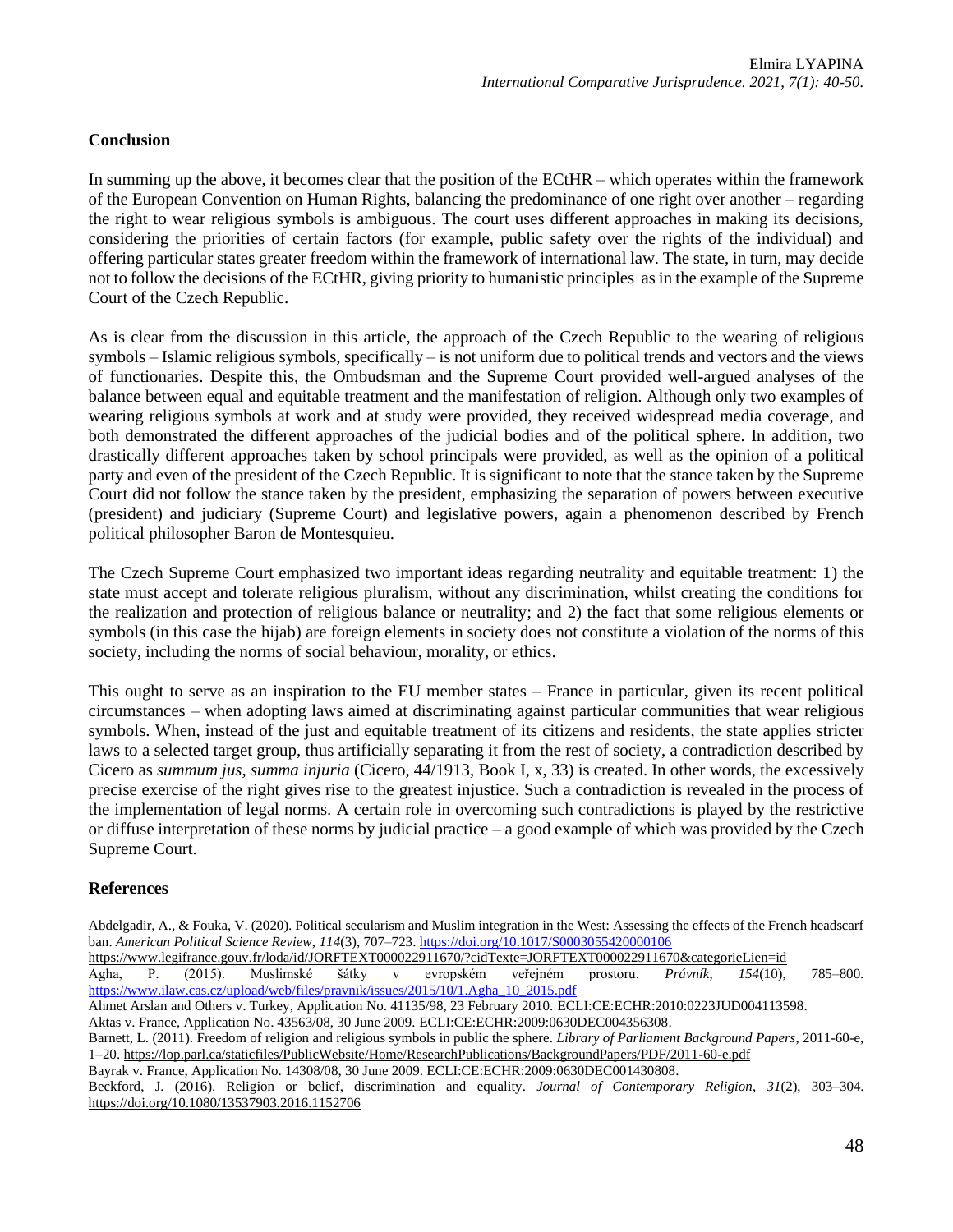## Conclusion

In summing up the above, it becomes clear that the position of the ECtHR – which operates within the framework of the European Convention on Human Rights, balancing the predominance of one right over another – regarding the right to wear religious symbols is ambiguous. The court uses different approaches in making its decisions, considering the priorities of certain factors (for example, public safety over the rights of the individual) and offering particular states greater freedom within the framework of international law. The state, in turn, may decide not to follow the decisions of the ECtHR, giving priority to humanistic principles as in the example of the Supreme Court of the Czech Republic.

As is clear from the discussion in this article, the approach of the Czech Republic to the wearing of religious symbols – Islamic religious symbols, specifically – is not uniform due to political trends and vectors and the views of functionaries. Despite this, the Ombudsman and the Supreme Court provided well-argued analyses of the balance between equal and equitable treatment and the manifestation of religion. Although only two examples of wearing religious symbols at work and at study were provided, they received widespread media coverage, and both demonstrated the different approaches of the judicial bodies and of the political sphere. In addition, two drastically different approaches taken by school principals were provided, as well as the opinion of a political party and even of the president of the Czech Republic. It is significant to note that the stance taken by the Supreme Court did not follow the stance taken by the president, emphasizing the separation of powers between executive (president) and judiciary (Supreme Court) and legislative powers, again a phenomenon described by French political philosopher Baron de Montesquieu.

The Czech Supreme Court emphasized two important ideas regarding neutrality and equitable treatment: 1) the state must accept and tolerate religious pluralism, without any discrimination, whilst creating the conditions for the realization and protection of religious balance or neutrality; and 2) the fact that some religious elements or symbols (in this case the hijab) are foreign elements in society does not constitute a violation of the norms of this society, including the norms of social behaviour, morality, or ethics.

This ought to serve as an inspiration to the EU member states – France in particular, given its recent political circumstances – when adopting laws aimed at discriminating against particular communities that wear religious symbols. When, instead of the just and equitable treatment of its citizens and residents, the state applies stricter laws to a selected target group, thus artificially separating it from the rest of society, a contradiction described by Cicero as *summum jus, summa injuria* (Cicero, 44/1913, Book I, x, 33) is created. In other words, the excessively precise exercise of the right gives rise to the greatest injustice. Such a contradiction is revealed in the process of the implementation of legal norms. A certain role in overcoming such contradictions is played by the restrictive or diffuse interpretation of these norms by judicial practice – a good example of which was provided by the Czech Supreme Court.

## References

Abdelgadir, A., & Fouka, V. (2020). Political secularism and Muslim integration in the West: Assessing the effects of the French headscarf ban. *American Political Science Review*, *114*(3), 707–723. https://doi.org/10.1017/S0003055420000106

https://www.legifrance.gouv.fr/loda/id/JORFTEXT000022911670/?cidTexte=JORFTEXT000022911670&categorieLien=id

Agha, P. (2015). Muslimské šátky v evropském veřejném prostoru. *Právník*, *154*(10), 785–800. https://www.ilaw.cas.cz/upload/web/files/pravnik/issues/2015/10/1.Agha_10_2015.pdf

Ahmet Arslan and Others v. Turkey, Application No. 41135/98, 23 February 2010. ECLI:CE:ECHR:2010:0223JUD004113598.

Aktas v. France, Application No. 43563/08, 30 June 2009. ECLI:CE:ECHR:2009:0630DEC004356308.

Barnett, L. (2011). Freedom of religion and religious symbols in public the sphere. *Library of Parliament Background Papers*, 2011-60-e, 1–20. https://lop.parl.ca/staticfiles/PublicWebsite/Home/ResearchPublications/BackgroundPapers/PDF/2011-60-e.pdf

Bayrak v. France, Application No. 14308/08, 30 June 2009. ECLI:CE:ECHR:2009:0630DEC001430808.

Beckford, J. (2016). Religion or belief, discrimination and equality. *Journal of Contemporary Religion*, *31*(2), 303–304. https://doi.org/10.1080/13537903.2016.1152706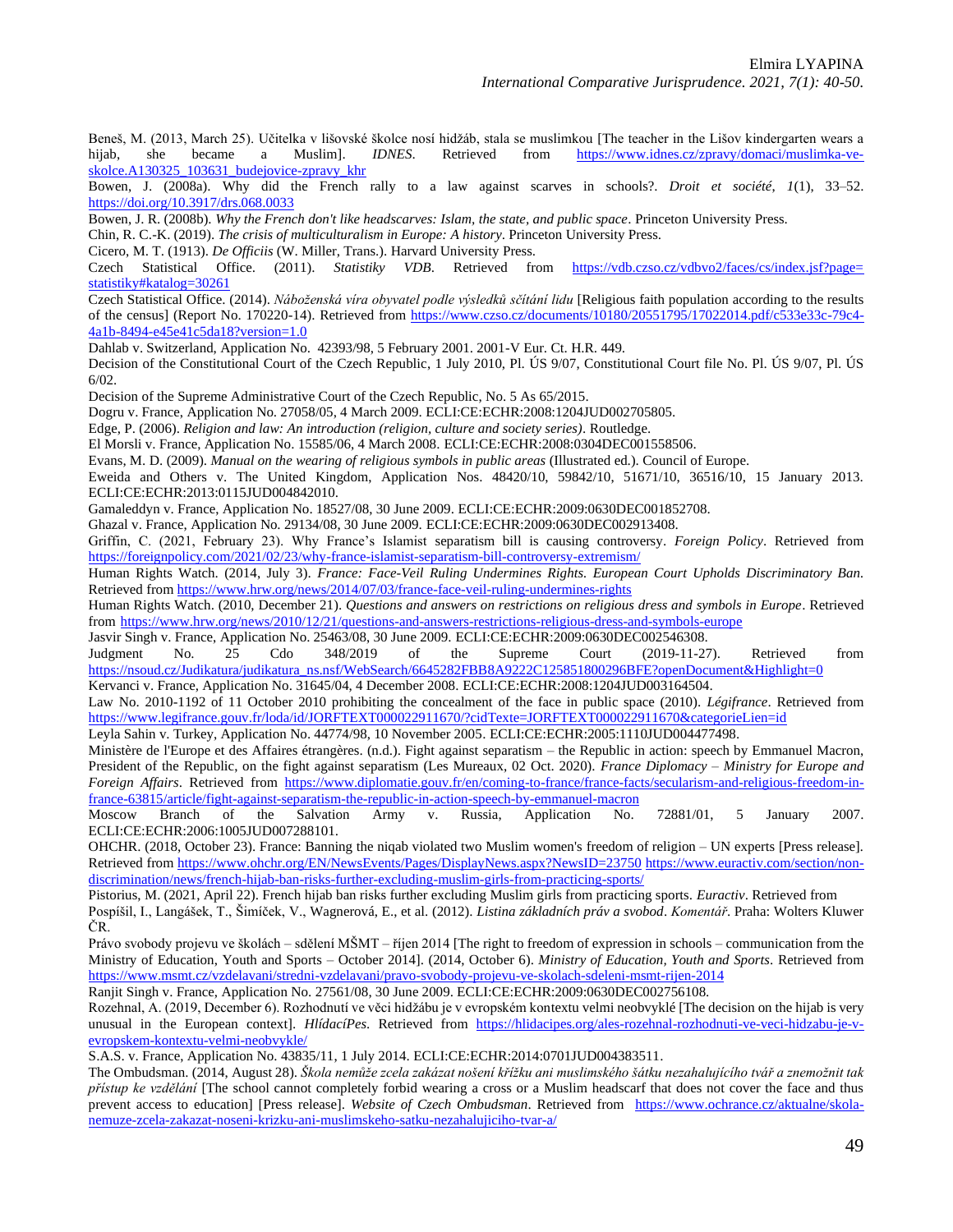Beneš, M. (2013, March 25). Učitelka v lišovské školce nosí hidžáb, stala se muslimkou [The teacher in the Lišov kindergarten wears a hijab, she became a Muslim]. *IDNES*. Retrieved from https://www.idnes.cz/zpravy/domaci/muslimka-ve-skolce.A130325_103631_budejovice-zpravy_khr

Bowen, J. (2008a). Why did the French rally to a law against scarves in schools?. *Droit et société, 1*(1), 33–52. https://doi.org/10.3917/drs.068.0033

Bowen, J. R. (2008b). *Why the French don't like headscarves: Islam, the state, and public space*. Princeton University Press.

Chin, R. C.-K. (2019). *The crisis of multiculturalism in Europe: A history*. Princeton University Press.

Cicero, M. T. (1913). *De Officiis* (W. Miller, Trans.). Harvard University Press.

Czech Statistical Office. (2011). *Statistiky VDB*. Retrieved from https://vdb.czso.cz/vdbvo2/faces/cs/index.jsf?page=statistiky#katalog=30261

Czech Statistical Office. (2014). *Náboženská víra obyvatel podle výsledků sčítání lidu* [Religious faith population according to the results of the census] (Report No. 170220-14). Retrieved from https://www.czso.cz/documents/10180/20551795/17022014.pdf/c533e33c-79c4-4a1b-8494-e45e41c5da18?version=1.0

Dahlab v. Switzerland, Application No. 42393/98, 5 February 2001. 2001-V Eur. Ct. H.R. 449.

Decision of the Constitutional Court of the Czech Republic, 1 July 2010, Pl. ÚS 9/07, Constitutional Court file No. Pl. ÚS 9/07, Pl. ÚS 6/02.

Decision of the Supreme Administrative Court of the Czech Republic, No. 5 As 65/2015.

Dogru v. France, Application No. 27058/05, 4 March 2009. ECLI:CE:ECHR:2008:1204JUD002705805.

Edge, P. (2006). *Religion and law: An introduction (religion, culture and society series)*. Routledge.

El Morsli v. France, Application No. 15585/06, 4 March 2008. ECLI:CE:ECHR:2008:0304DEC001558506.

Evans, M. D. (2009). *Manual on the wearing of religious symbols in public areas* (Illustrated ed.). Council of Europe.

Eweida and Others v. The United Kingdom, Application Nos. 48420/10, 59842/10, 51671/10, 36516/10, 15 January 2013. ECLI:CE:ECHR:2013:0115JUD004842010.

Gamaleddyn v. France, Application No. 18527/08, 30 June 2009. ECLI:CE:ECHR:2009:0630DEC001852708.

Ghazal v. France, Application No. 29134/08, 30 June 2009. ECLI:CE:ECHR:2009:0630DEC002913408.

Griffin, C. (2021, February 23). Why France's Islamist separatism bill is causing controversy. *Foreign Policy*. Retrieved from https://foreignpolicy.com/2021/02/23/why-france-islamist-separatism-bill-controversy-extremism/

Human Rights Watch. (2014, July 3). *France: Face-Veil Ruling Undermines Rights. European Court Upholds Discriminatory Ban.* Retrieved from https://www.hrw.org/news/2014/07/03/france-face-veil-ruling-undermines-rights

Human Rights Watch. (2010, December 21). *Questions and answers on restrictions on religious dress and symbols in Europe*. Retrieved from https://www.hrw.org/news/2010/12/21/questions-and-answers-restrictions-religious-dress-and-symbols-europe

Jasvir Singh v. France, Application No. 25463/08, 30 June 2009. ECLI:CE:ECHR:2009:0630DEC002546308.

Judgment No. 25 Cdo 348/2019 of the Supreme Court (2019-11-27). Retrieved from https://nsoud.cz/Judikatura/judikatura_ns.nsf/WebSearch/6645282FBB8A9222C125851800296BFE?openDocument&Highlight=0

Kervanci v. France, Application No. 31645/04, 4 December 2008. ECLI:CE:ECHR:2008:1204JUD003164504.

Law No. 2010-1192 of 11 October 2010 prohibiting the concealment of the face in public space (2010). *Légifrance*. Retrieved from https://www.legifrance.gouv.fr/loda/id/JORFTEXT000022911670/?cidTexte=JORFTEXT000022911670&categorieLien=id

Leyla Sahin v. Turkey, Application No. 44774/98, 10 November 2005. ECLI:CE:ECHR:2005:1110JUD004477498.

Ministère de l'Europe et des Affaires étrangères. (n.d.). Fight against separatism – the Republic in action: speech by Emmanuel Macron, President of the Republic, on the fight against separatism (Les Mureaux, 02 Oct. 2020). *France Diplomacy – Ministry for Europe and Foreign Affairs*. Retrieved from https://www.diplomatie.gouv.fr/en/coming-to-france/france-facts/secularism-and-religious-freedom-in-france-63815/article/fight-against-separatism-the-republic-in-action-speech-by-emmanuel-macron

Moscow Branch of the Salvation Army v. Russia, Application No. 72881/01, 5 January 2007. ECLI:CE:ECHR:2006:1005JUD007288101.

OHCHR. (2018, October 23). France: Banning the niqab violated two Muslim women's freedom of religion – UN experts [Press release]. Retrieved from https://www.ohchr.org/EN/NewsEvents/Pages/DisplayNews.aspx?NewsID=23750 https://www.euractiv.com/section/non-discrimination/news/french-hijab-ban-risks-further-excluding-muslim-girls-from-practicing-sports/

Pistorius, M. (2021, April 22). French hijab ban risks further excluding Muslim girls from practicing sports. *Euractiv*. Retrieved from

Pospíšil, I., Langášek, T., Šimíček, V., Wagnerová, E., et al. (2012). *Listina základních práv a svobod*. *Komentář*. Praha: Wolters Kluwer ČR.

Právo svobody projevu ve školách – sdělení MŠMT – říjen 2014 [The right to freedom of expression in schools – communication from the Ministry of Education, Youth and Sports – October 2014]. (2014, October 6). *Ministry of Education, Youth and Sports*. Retrieved from https://www.msmt.cz/vzdelavani/stredni-vzdelavani/pravo-svobody-projevu-ve-skolach-sdeleni-msmt-rijen-2014

Ranjit Singh v. France, Application No. 27561/08, 30 June 2009. ECLI:CE:ECHR:2009:0630DEC002756108.

Rozehnal, A. (2019, December 6). Rozhodnutí ve věci hidžábu je v evropském kontextu velmi neobvyklé [The decision on the hijab is very unusual in the European context]. *HlídacíPes*. Retrieved from https://hlidacipes.org/ales-rozehnal-rozhodnuti-ve-veci-hidzabu-je-v-evropskem-kontextu-velmi-neobvykle/

S.A.S. v. France, Application No. 43835/11, 1 July 2014. ECLI:CE:ECHR:2014:0701JUD004383511.

The Ombudsman. (2014, August 28). *Škola nemůže zcela zakázat nošení křížku ani muslimského šátku nezahalujícího tvář a znemožnit tak přístup ke vzdělání* [The school cannot completely forbid wearing a cross or a Muslim headscarf that does not cover the face and thus prevent access to education] [Press release]. *Website of Czech Ombudsman*. Retrieved from https://www.ochrance.cz/aktualne/skola-nemuze-zcela-zakazat-noseni-krizku-ani-muslimskeho-satku-nezahalujiciho-tvar-a/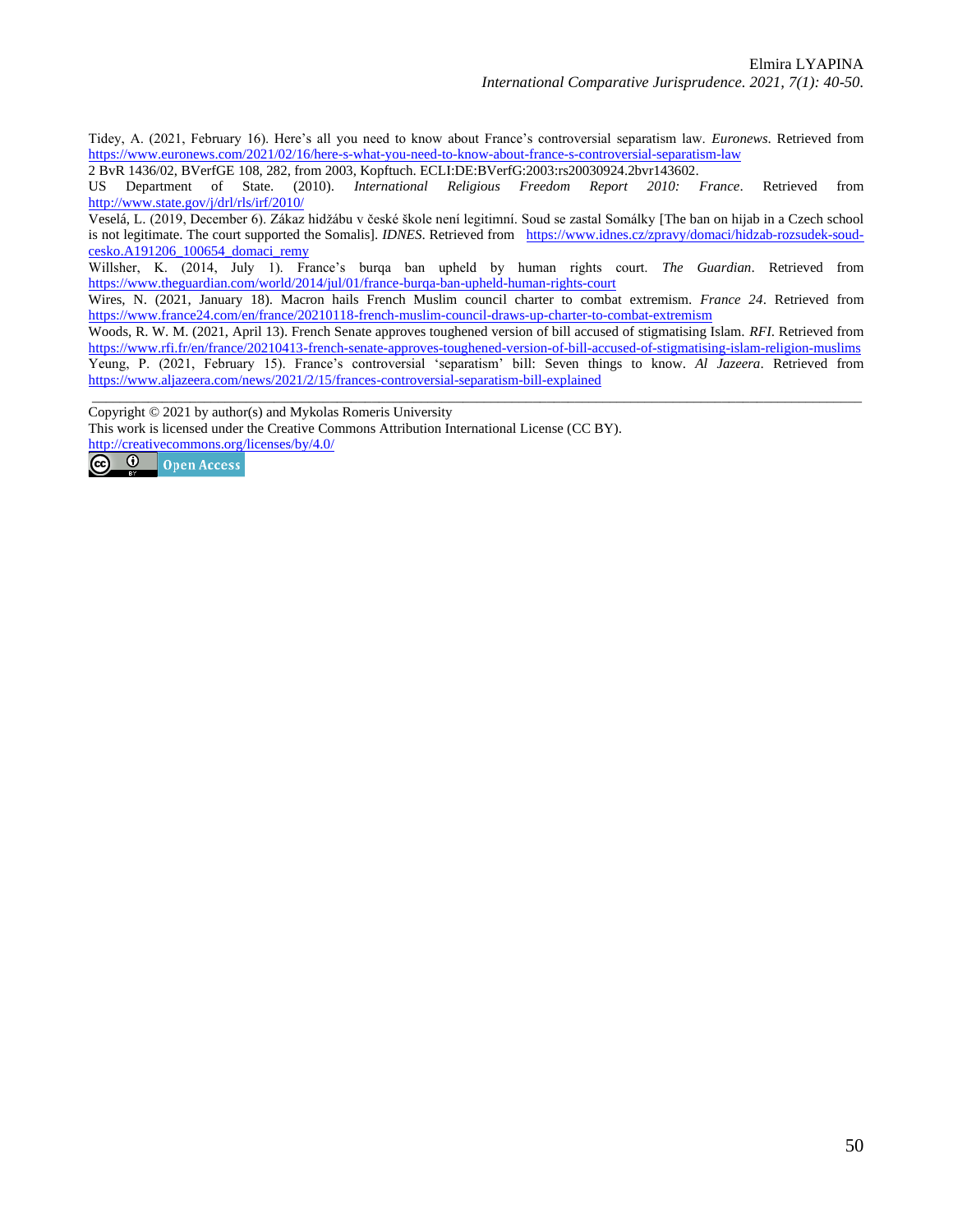Tidey, A. (2021, February 16). Here's all you need to know about France's controversial separatism law. *Euronews*. Retrieved from https://www.euronews.com/2021/02/16/here-s-what-you-need-to-know-about-france-s-controversial-separatism-law

2 BvR 1436/02, BVerfGE 108, 282, from 2003, Kopftuch. ECLI:DE:BVerfG:2003:rs20030924.2bvr143602.

US Department of State. (2010). *International Religious Freedom Report 2010: France*. Retrieved from http://www.state.gov/j/drl/rls/irf/2010/

Veselá, L. (2019, December 6). Zákaz hidžábu v české škole není legitimní. Soud se zastal Somálky [The ban on hijab in a Czech school is not legitimate. The court supported the Somalis]. *IDNES*. Retrieved from https://www.idnes.cz/zpravy/domaci/hidzab-rozsudek-soud-cesko.A191206_100654_domaci_remy

Willsher, K. (2014, July 1). France's burqa ban upheld by human rights court. *The Guardian*. Retrieved from https://www.theguardian.com/world/2014/jul/01/france-burqa-ban-upheld-human-rights-court

Wires, N. (2021, January 18). Macron hails French Muslim council charter to combat extremism. *France 24*. Retrieved from https://www.france24.com/en/france/20210118-french-muslim-council-draws-up-charter-to-combat-extremism

Woods, R. W. M. (2021, April 13). French Senate approves toughened version of bill accused of stigmatising Islam. *RFI*. Retrieved from https://www.rfi.fr/en/france/20210413-french-senate-approves-toughened-version-of-bill-accused-of-stigmatising-islam-religion-muslims

Yeung, P. (2021, February 15). France's controversial 'separatism' bill: Seven things to know. *Al Jazeera*. Retrieved from https://www.aljazeera.com/news/2021/2/15/frances-controversial-separatism-bill-explained

---

Copyright © 2021 by author(s) and Mykolas Romeris University
This work is licensed under the Creative Commons Attribution International License (CC BY).
http://creativecommons.org/licenses/by/4.0/

Open Access